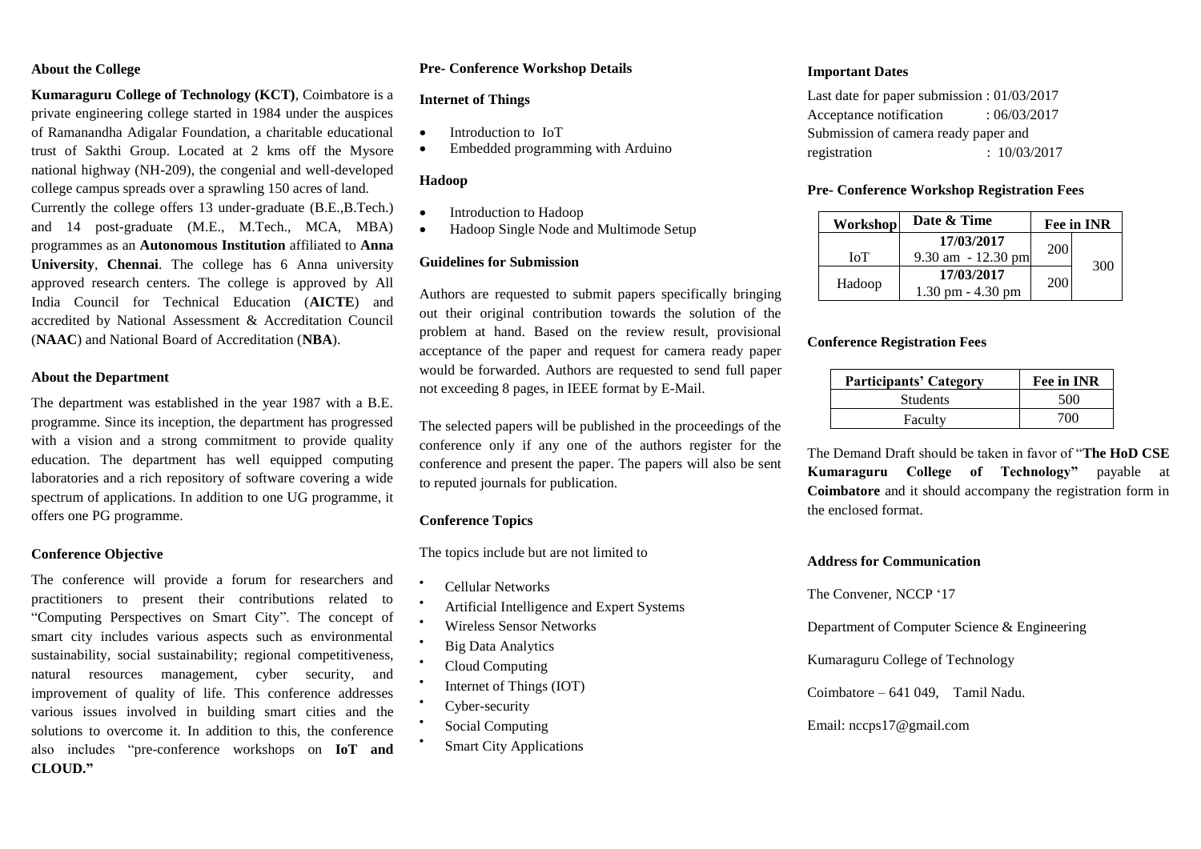### About the College

**Kumaraguru College of Technology (KCT)**, Coimbatore is a private engineering college started in 1984 under the auspices of Ramanandha Adigalar Foundation, a charitable educational trust of Sakthi Group. Located at 2 kms off the Mysore national highway (NH-209), the congenial and well-developed college campus spreads over a sprawling 150 acres of land.

Currently the college offers 13 under-graduate (B.E.,B.Tech.) and 14 post-graduate (M.E., M.Tech., MCA, MBA) programmes as an **Autonomous Institution** affiliated to **Anna University**, **Chennai**. The college has 6 Anna university approved research centers. The college is approved by All India Council for Technical Education (**AICTE**) and accredited by National Assessment & Accreditation Council (**NAAC**) and National Board of Accreditation (**NBA**).

### About the Department

The department was established in the year 1987 with a B.E. programme. Since its inception, the department has progressed with a vision and a strong commitment to provide quality education. The department has well equipped computing laboratories and a rich repository of software covering a wide spectrum of applications. In addition to one UG programme, it offers one PG programme.

### Conference Objective

The conference will provide a forum for researchers and practitioners to present their contributions related to "Computing Perspectives on Smart City". The concept of smart city includes various aspects such as environmental sustainability, social sustainability; regional competitiveness, natural resources management, cyber security, and improvement of quality of life. This conference addresses various issues involved in building smart cities and the solutions to overcome it. In addition to this, the conference also includes "pre-conference workshops on **IoT and CLOUD."**

### Pre- Conference Workshop Details

#### Internet of Things

- Introduction to IoT
- Embedded programming with Arduino

#### Hadoop

- Introduction to Hadoop
- Hadoop Single Node and Multimode Setup

### Guidelines for Submission

Authors are requested to submit papers specifically bringing out their original contribution towards the solution of the problem at hand. Based on the review result, provisional acceptance of the paper and request for camera ready paper would be forwarded. Authors are requested to send full paper not exceeding 8 pages, in IEEE format by E-Mail.

The selected papers will be published in the proceedings of the conference only if any one of the authors register for the conference and present the paper. The papers will also be sent to reputed journals for publication.

### Conference Topics

The topics include but are not limited to

- Cellular Networks
- Artificial Intelligence and Expert Systems
- Wireless Sensor Networks
- Big Data Analytics
- Cloud Computing
- Internet of Things (IOT)
- Cyber-security
- Social Computing
- Smart City Applications

### Important Dates

Last date for paper submission : 01/03/2017
Acceptance notification : 06/03/2017
Submission of camera ready paper and registration : 10/03/2017

### Pre- Conference Workshop Registration Fees

| Workshop | Date & Time | Fee in INR | |
|---|---|---|---|
| IoT | **17/03/2017** 9.30 am - 12.30 pm | 200 | 300 |
| Hadoop | **17/03/2017** 1.30 pm - 4.30 pm | 200 | |

### Conference Registration Fees

| Participants' Category | Fee in INR |
|---|---|
| Students | 500 |
| Faculty | 700 |

The Demand Draft should be taken in favor of "**The HoD CSE Kumaraguru College of Technology"** payable at **Coimbatore** and it should accompany the registration form in the enclosed format.

### Address for Communication

The Convener, NCCP '17

Department of Computer Science & Engineering

Kumaraguru College of Technology

Coimbatore – 641 049, Tamil Nadu.

Email: nccps17@gmail.com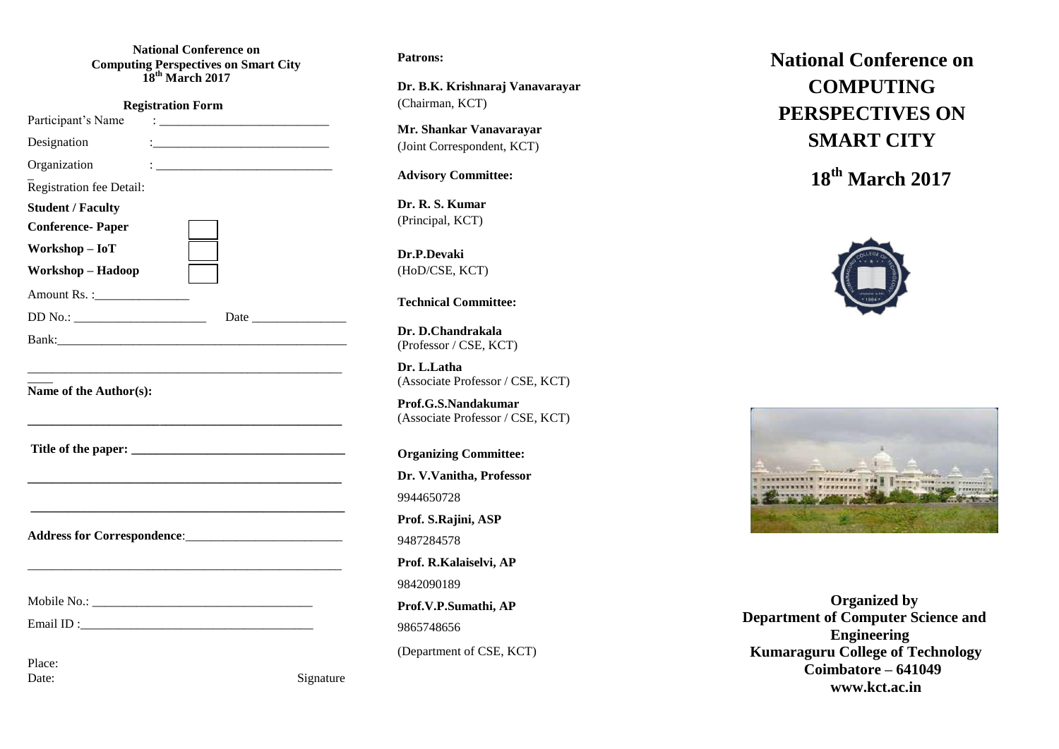**National Conference on**
**Computing Perspectives on Smart City**
**18th March 2017**

**Registration Form**

Participant's Name : ___________________________

Designation : ___________________________

Organization : ___________________________

Registration fee Detail:

**Student / Faculty**

**Conference- Paper** ☐

**Workshop – IoT** ☐

**Workshop – Hadoop** ☐

Amount Rs. : _______________

DD No.: _____________________ Date _______________

Bank: ________________________________________________

____________________________________________________

**Name of the Author(s):**

____________________________________________________

**Title of the paper:** _________________________________

____________________________________________________

____________________________________________________

**Address for Correspondence**: _________________________

____________________________________________________

Mobile No.: ___________________________________

Email ID : ____________________________________

Place:

Date: Signature

**Patrons:**

**Dr. B.K. Krishnaraj Vanavarayar**
(Chairman, KCT)

**Mr. Shankar Vanavarayar**
(Joint Correspondent, KCT)

**Advisory Committee:**

**Dr. R. S. Kumar**
(Principal, KCT)

**Dr.P.Devaki**
(HoD/CSE, KCT)

**Technical Committee:**

**Dr. D.Chandrakala**
(Professor / CSE, KCT)

**Dr. L.Latha**
(Associate Professor / CSE, KCT)

**Prof.G.S.Nandakumar**
(Associate Professor / CSE, KCT)

**Organizing Committee:**

**Dr. V.Vanitha, Professor**
9944650728

**Prof. S.Rajini, ASP**
9487284578

**Prof. R.Kalaiselvi, AP**
9842090189

**Prof.V.P.Sumathi, AP**
9865748656

(Department of CSE, KCT)

# National Conference on COMPUTING PERSPECTIVES ON SMART CITY

## 18th March 2017

**Organized by**
**Department of Computer Science and Engineering**
**Kumaraguru College of Technology**
**Coimbatore – 641049**
**www.kct.ac.in**